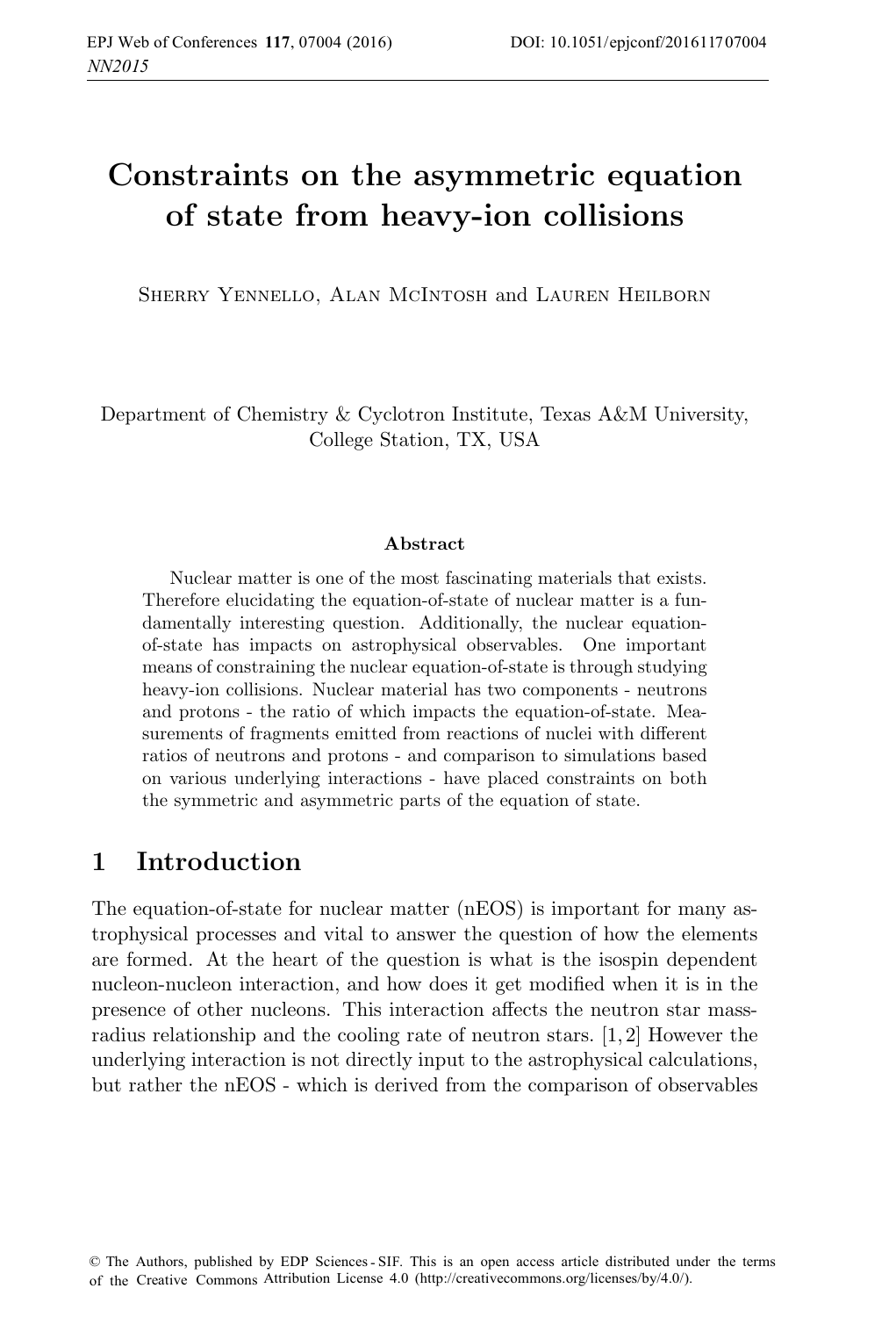# Constraints on the asymmetric equation of state from heavy-ion collisions

Sherry Yennello, Alan McIntosh and Lauren Heilborn

Department of Chemistry & Cyclotron Institute, Texas A&M University, College Station, TX, USA

### Abstract

Nuclear matter is one of the most fascinating materials that exists. Therefore elucidating the equation-of-state of nuclear matter is a fundamentally interesting question. Additionally, the nuclear equation-of-state has impacts on astrophysical observables. One important means of constraining the nuclear equation-of-state is through studying heavy-ion collisions. Nuclear material has two components - neutrons and protons - the ratio of which impacts the equation-of-state. Measurements of fragments emitted from reactions of nuclei with different ratios of neutrons and protons - and comparison to simulations based on various underlying interactions - have placed constraints on both the symmetric and asymmetric parts of the equation of state.

## 1 Introduction

The equation-of-state for nuclear matter (nEOS) is important for many astrophysical processes and vital to answer the question of how the elements are formed. At the heart of the question is what is the isospin dependent nucleon-nucleon interaction, and how does it get modified when it is in the presence of other nucleons. This interaction affects the neutron star mass-radius relationship and the cooling rate of neutron stars. [1, 2] However the underlying interaction is not directly input to the astrophysical calculations, but rather the nEOS - which is derived from the comparison of observables

© The Authors, published by EDP Sciences - SIF. This is an open access article distributed under the terms of the Creative Commons Attribution License 4.0 (http://creativecommons.org/licenses/by/4.0/).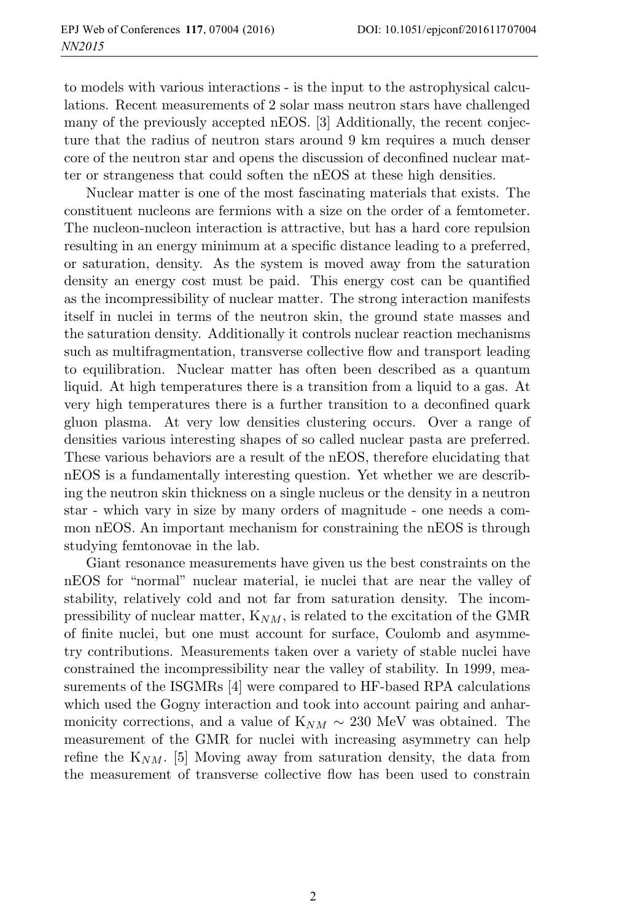to models with various interactions - is the input to the astrophysical calculations. Recent measurements of 2 solar mass neutron stars have challenged many of the previously accepted nEOS. [3] Additionally, the recent conjecture that the radius of neutron stars around 9 km requires a much denser core of the neutron star and opens the discussion of deconfined nuclear matter or strangeness that could soften the nEOS at these high densities.

Nuclear matter is one of the most fascinating materials that exists. The constituent nucleons are fermions with a size on the order of a femtometer. The nucleon-nucleon interaction is attractive, but has a hard core repulsion resulting in an energy minimum at a specific distance leading to a preferred, or saturation, density. As the system is moved away from the saturation density an energy cost must be paid. This energy cost can be quantified as the incompressibility of nuclear matter. The strong interaction manifests itself in nuclei in terms of the neutron skin, the ground state masses and the saturation density. Additionally it controls nuclear reaction mechanisms such as multifragmentation, transverse collective flow and transport leading to equilibration. Nuclear matter has often been described as a quantum liquid. At high temperatures there is a transition from a liquid to a gas. At very high temperatures there is a further transition to a deconfined quark gluon plasma. At very low densities clustering occurs. Over a range of densities various interesting shapes of so called nuclear pasta are preferred. These various behaviors are a result of the nEOS, therefore elucidating that nEOS is a fundamentally interesting question. Yet whether we are describing the neutron skin thickness on a single nucleus or the density in a neutron star - which vary in size by many orders of magnitude - one needs a common nEOS. An important mechanism for constraining the nEOS is through studying femtonovae in the lab.

Giant resonance measurements have given us the best constraints on the nEOS for "normal" nuclear material, ie nuclei that are near the valley of stability, relatively cold and not far from saturation density. The incompressibility of nuclear matter, $K_{NM}$, is related to the excitation of the GMR of finite nuclei, but one must account for surface, Coulomb and asymmetry contributions. Measurements taken over a variety of stable nuclei have constrained the incompressibility near the valley of stability. In 1999, measurements of the ISGMRs [4] were compared to HF-based RPA calculations which used the Gogny interaction and took into account pairing and anharmonicity corrections, and a value of $K_{NM} \sim 230$ MeV was obtained. The measurement of the GMR for nuclei with increasing asymmetry can help refine the $K_{NM}$. [5] Moving away from saturation density, the data from the measurement of transverse collective flow has been used to constrain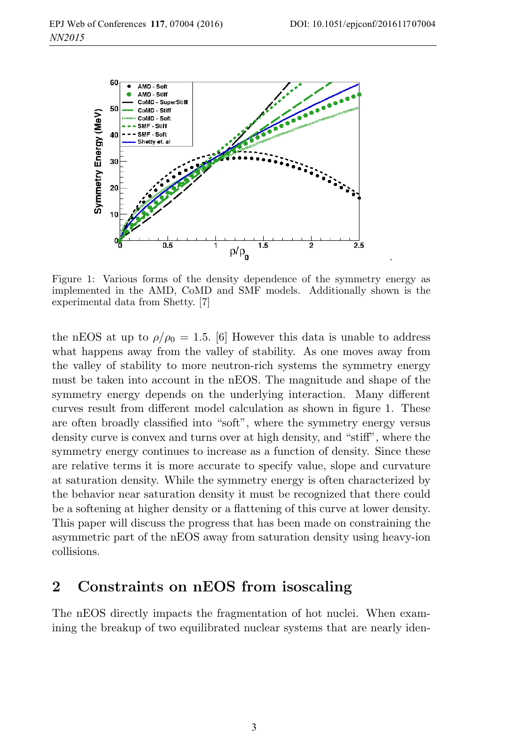Figure 1: Various forms of the density dependence of the symmetry energy as implemented in the AMD, CoMD and SMF models. Additionally shown is the experimental data from Shetty. [7]

the nEOS at up to $\rho/\rho_0 = 1.5$. [6] However this data is unable to address what happens away from the valley of stability. As one moves away from the valley of stability to more neutron-rich systems the symmetry energy must be taken into account in the nEOS. The magnitude and shape of the symmetry energy depends on the underlying interaction. Many different curves result from different model calculation as shown in figure 1. These are often broadly classified into "soft", where the symmetry energy versus density curve is convex and turns over at high density, and "stiff", where the symmetry energy continues to increase as a function of density. Since these are relative terms it is more accurate to specify value, slope and curvature at saturation density. While the symmetry energy is often characterized by the behavior near saturation density it must be recognized that there could be a softening at higher density or a flattening of this curve at lower density. This paper will discuss the progress that has been made on constraining the asymmetric part of the nEOS away from saturation density using heavy-ion collisions.

## 2 Constraints on nEOS from isoscaling

The nEOS directly impacts the fragmentation of hot nuclei. When examining the breakup of two equilibrated nuclear systems that are nearly iden-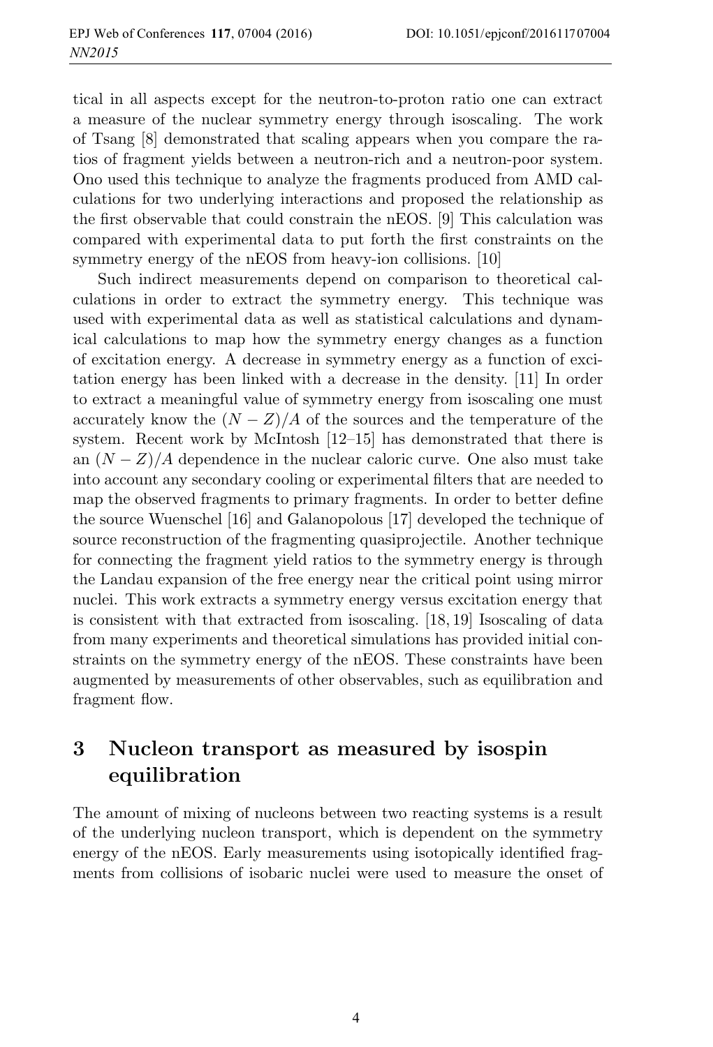tical in all aspects except for the neutron-to-proton ratio one can extract a measure of the nuclear symmetry energy through isoscaling. The work of Tsang [8] demonstrated that scaling appears when you compare the ratios of fragment yields between a neutron-rich and a neutron-poor system. Ono used this technique to analyze the fragments produced from AMD calculations for two underlying interactions and proposed the relationship as the first observable that could constrain the nEOS. [9] This calculation was compared with experimental data to put forth the first constraints on the symmetry energy of the nEOS from heavy-ion collisions. [10]

Such indirect measurements depend on comparison to theoretical calculations in order to extract the symmetry energy. This technique was used with experimental data as well as statistical calculations and dynamical calculations to map how the symmetry energy changes as a function of excitation energy. A decrease in symmetry energy as a function of excitation energy has been linked with a decrease in the density. [11] In order to extract a meaningful value of symmetry energy from isoscaling one must accurately know the $(N-Z)/A$ of the sources and the temperature of the system. Recent work by McIntosh [12–15] has demonstrated that there is an $(N-Z)/A$ dependence in the nuclear caloric curve. One also must take into account any secondary cooling or experimental filters that are needed to map the observed fragments to primary fragments. In order to better define the source Wuenschel [16] and Galanopolous [17] developed the technique of source reconstruction of the fragmenting quasiprojectile. Another technique for connecting the fragment yield ratios to the symmetry energy is through the Landau expansion of the free energy near the critical point using mirror nuclei. This work extracts a symmetry energy versus excitation energy that is consistent with that extracted from isoscaling. [18, 19] Isoscaling of data from many experiments and theoretical simulations has provided initial constraints on the symmetry energy of the nEOS. These constraints have been augmented by measurements of other observables, such as equilibration and fragment flow.

## 3 Nucleon transport as measured by isospin equilibration

The amount of mixing of nucleons between two reacting systems is a result of the underlying nucleon transport, which is dependent on the symmetry energy of the nEOS. Early measurements using isotopically identified fragments from collisions of isobaric nuclei were used to measure the onset of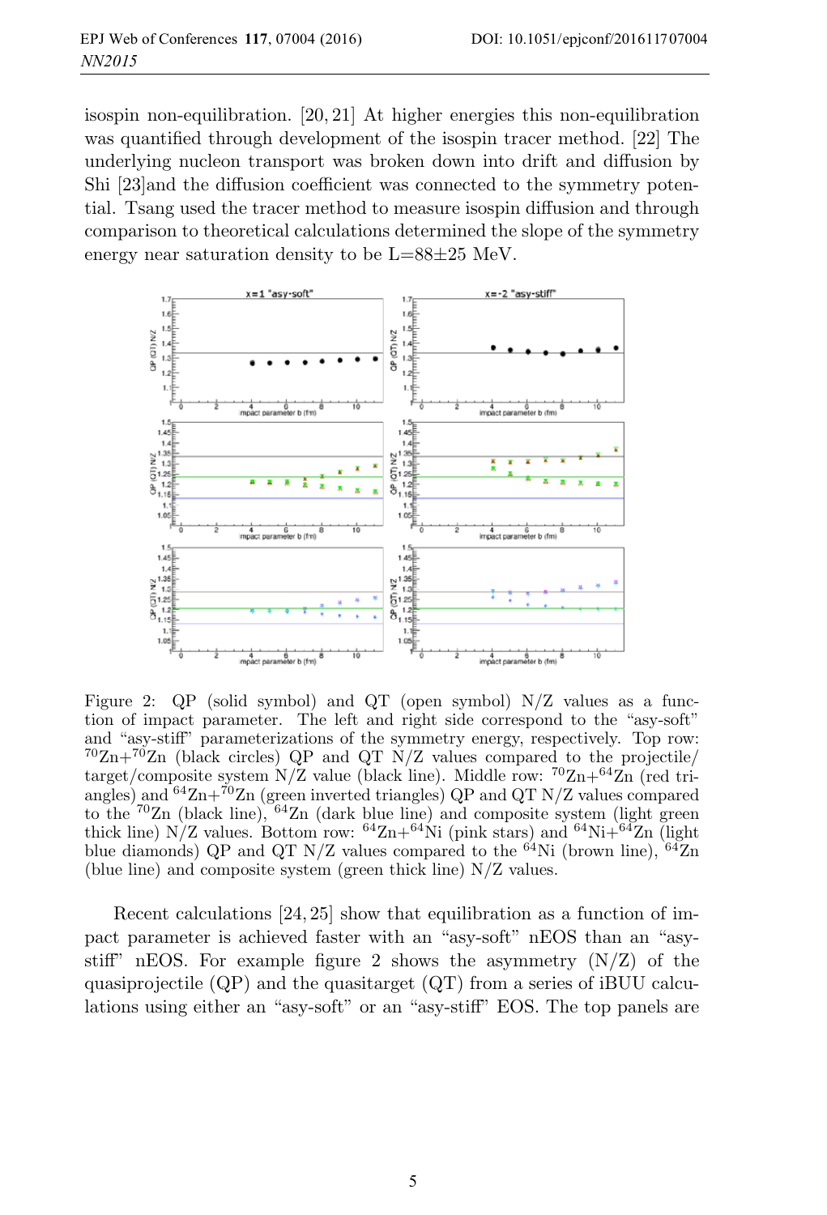isospin non-equilibration. [20, 21] At higher energies this non-equilibration was quantified through development of the isospin tracer method. [22] The underlying nucleon transport was broken down into drift and diffusion by Shi [23]and the diffusion coefficient was connected to the symmetry potential. Tsang used the tracer method to measure isospin diffusion and through comparison to theoretical calculations determined the slope of the symmetry energy near saturation density to be L=88±25 MeV.

Figure 2: QP (solid symbol) and QT (open symbol) N/Z values as a function of impact parameter. The left and right side correspond to the "asy-soft" and "asy-stiff" parameterizations of the symmetry energy, respectively. Top row: $^{70}$Zn+$^{70}$Zn (black circles) QP and QT N/Z values compared to the projectile/target/composite system N/Z value (black line). Middle row: $^{70}$Zn+$^{64}$Zn (red triangles) and $^{64}$Zn+$^{70}$Zn (green inverted triangles) QP and QT N/Z values compared to the $^{70}$Zn (black line), $^{64}$Zn (dark blue line) and composite system (light green thick line) N/Z values. Bottom row: $^{64}$Zn+$^{64}$Ni (pink stars) and $^{64}$Ni+$^{64}$Zn (light blue diamonds) QP and QT N/Z values compared to the $^{64}$Ni (brown line), $^{64}$Zn (blue line) and composite system (green thick line) N/Z values.

Recent calculations [24, 25] show that equilibration as a function of impact parameter is achieved faster with an "asy-soft" nEOS than an "asy-stiff" nEOS. For example figure 2 shows the asymmetry (N/Z) of the quasiprojectile (QP) and the quasitarget (QT) from a series of iBUU calculations using either an "asy-soft" or an "asy-stiff" EOS. The top panels are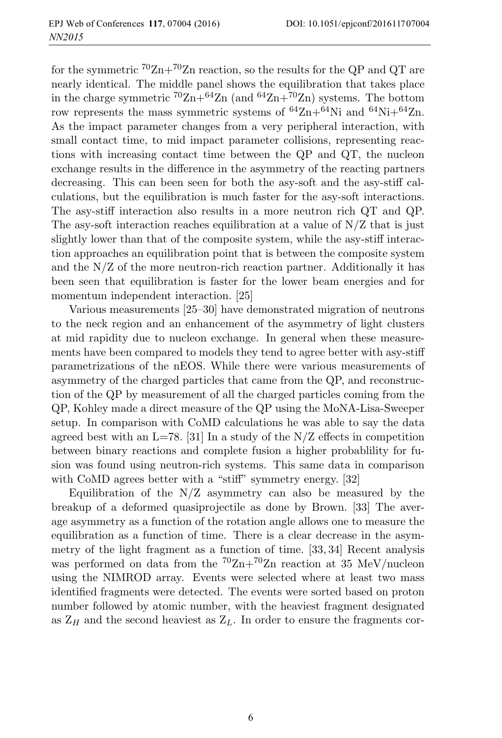for the symmetric $^{70}$Zn+$^{70}$Zn reaction, so the results for the QP and QT are nearly identical. The middle panel shows the equilibration that takes place in the charge symmetric $^{70}$Zn+$^{64}$Zn (and $^{64}$Zn+$^{70}$Zn) systems. The bottom row represents the mass symmetric systems of $^{64}$Zn+$^{64}$Ni and $^{64}$Ni+$^{64}$Zn. As the impact parameter changes from a very peripheral interaction, with small contact time, to mid impact parameter collisions, representing reactions with increasing contact time between the QP and QT, the nucleon exchange results in the difference in the asymmetry of the reacting partners decreasing. This can been seen for both the asy-soft and the asy-stiff calculations, but the equilibration is much faster for the asy-soft interactions. The asy-stiff interaction also results in a more neutron rich QT and QP. The asy-soft interaction reaches equilibration at a value of N/Z that is just slightly lower than that of the composite system, while the asy-stiff interaction approaches an equilibration point that is between the composite system and the N/Z of the more neutron-rich reaction partner. Additionally it has been seen that equilibration is faster for the lower beam energies and for momentum independent interaction. [25]

Various measurements [25–30] have demonstrated migration of neutrons to the neck region and an enhancement of the asymmetry of light clusters at mid rapidity due to nucleon exchange. In general when these measurements have been compared to models they tend to agree better with asy-stiff parametrizations of the nEOS. While there were various measurements of asymmetry of the charged particles that came from the QP, and reconstruction of the QP by measurement of all the charged particles coming from the QP, Kohley made a direct measure of the QP using the MoNA-Lisa-Sweeper setup. In comparison with CoMD calculations he was able to say the data agreed best with an L=78. [31] In a study of the N/Z effects in competition between binary reactions and complete fusion a higher probablility for fusion was found using neutron-rich systems. This same data in comparison with CoMD agrees better with a "stiff" symmetry energy. [32]

Equilibration of the N/Z asymmetry can also be measured by the breakup of a deformed quasiprojectile as done by Brown. [33] The average asymmetry as a function of the rotation angle allows one to measure the equilibration as a function of time. There is a clear decrease in the asymmetry of the light fragment as a function of time. [33, 34] Recent analysis was performed on data from the $^{70}$Zn+$^{70}$Zn reaction at 35 MeV/nucleon using the NIMROD array. Events were selected where at least two mass identified fragments were detected. The events were sorted based on proton number followed by atomic number, with the heaviest fragment designated as $Z_H$ and the second heaviest as $Z_L$. In order to ensure the fragments cor-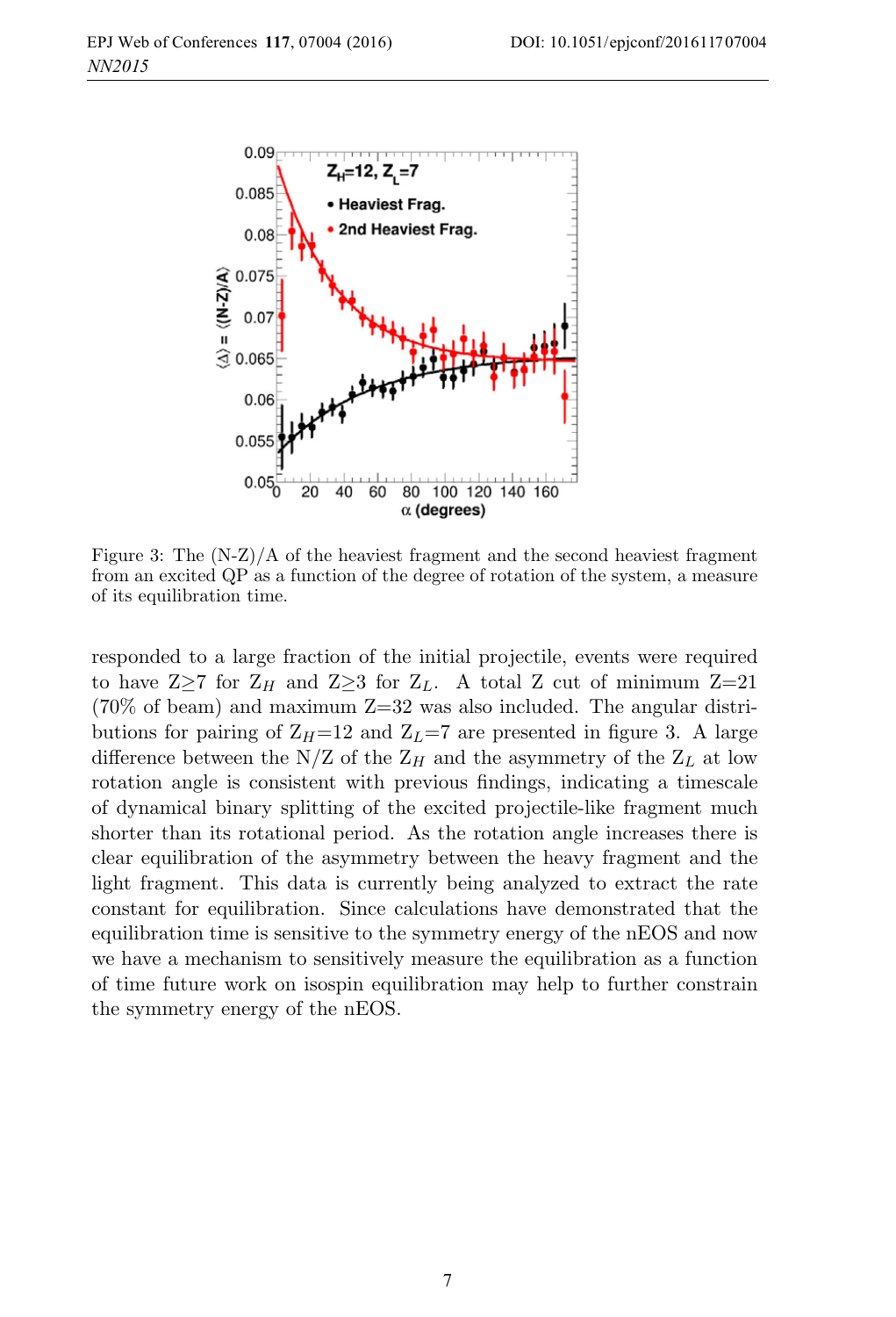Figure 3: The (N-Z)/A of the heaviest fragment and the second heaviest fragment from an excited QP as a function of the degree of rotation of the system, a measure of its equilibration time.

responded to a large fraction of the initial projectile, events were required to have Z≥7 for $Z_H$ and Z≥3 for $Z_L$. A total Z cut of minimum Z=21 (70% of beam) and maximum Z=32 was also included. The angular distributions for pairing of $Z_H$=12 and $Z_L$=7 are presented in figure 3. A large difference between the N/Z of the $Z_H$ and the asymmetry of the $Z_L$ at low rotation angle is consistent with previous findings, indicating a timescale of dynamical binary splitting of the excited projectile-like fragment much shorter than its rotational period. As the rotation angle increases there is clear equilibration of the asymmetry between the heavy fragment and the light fragment. This data is currently being analyzed to extract the rate constant for equilibration. Since calculations have demonstrated that the equilibration time is sensitive to the symmetry energy of the nEOS and now we have a mechanism to sensitively measure the equilibration as a function of time future work on isospin equilibration may help to further constrain the symmetry energy of the nEOS.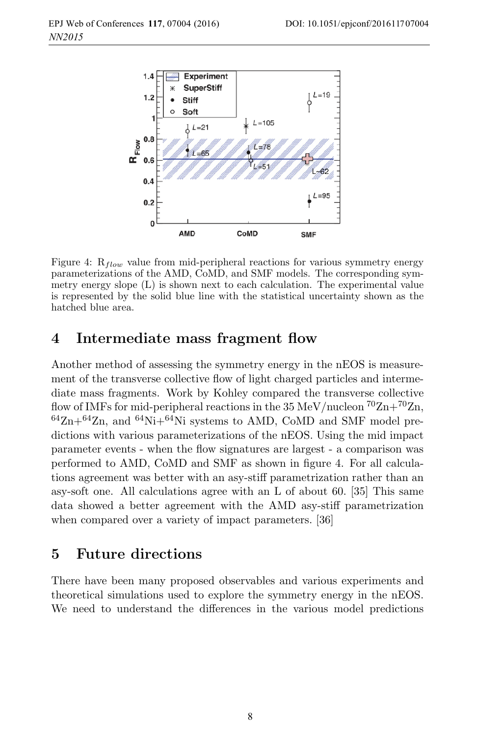Figure 4: $R_{flow}$ value from mid-peripheral reactions for various symmetry energy parameterizations of the AMD, CoMD, and SMF models. The corresponding symmetry energy slope (L) is shown next to each calculation. The experimental value is represented by the solid blue line with the statistical uncertainty shown as the hatched blue area.

## 4 Intermediate mass fragment flow

Another method of assessing the symmetry energy in the nEOS is measurement of the transverse collective flow of light charged particles and intermediate mass fragments. Work by Kohley compared the transverse collective flow of IMFs for mid-peripheral reactions in the 35 MeV/nucleon $^{70}$Zn+$^{70}$Zn, $^{64}$Zn+$^{64}$Zn, and $^{64}$Ni+$^{64}$Ni systems to AMD, CoMD and SMF model predictions with various parameterizations of the nEOS. Using the mid impact parameter events - when the flow signatures are largest - a comparison was performed to AMD, CoMD and SMF as shown in figure 4. For all calculations agreement was better with an asy-stiff parametrization rather than an asy-soft one. All calculations agree with an L of about 60. [35] This same data showed a better agreement with the AMD asy-stiff parametrization when compared over a variety of impact parameters. [36]

## 5 Future directions

There have been many proposed observables and various experiments and theoretical simulations used to explore the symmetry energy in the nEOS. We need to understand the differences in the various model predictions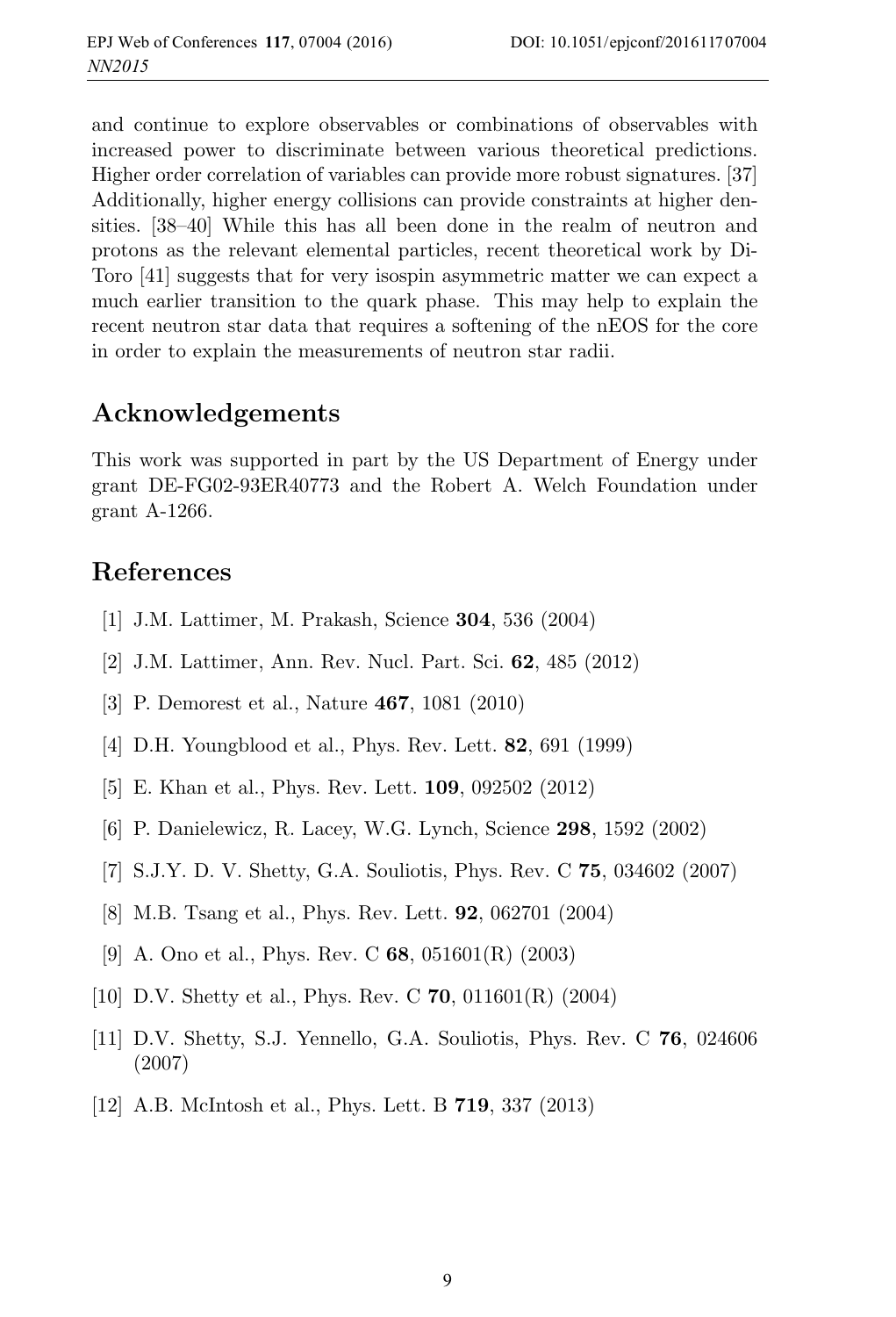and continue to explore observables or combinations of observables with increased power to discriminate between various theoretical predictions. Higher order correlation of variables can provide more robust signatures. [37] Additionally, higher energy collisions can provide constraints at higher densities. [38–40] While this has all been done in the realm of neutron and protons as the relevant elemental particles, recent theoretical work by Di-Toro [41] suggests that for very isospin asymmetric matter we can expect a much earlier transition to the quark phase. This may help to explain the recent neutron star data that requires a softening of the nEOS for the core in order to explain the measurements of neutron star radii.

## Acknowledgements

This work was supported in part by the US Department of Energy under grant DE-FG02-93ER40773 and the Robert A. Welch Foundation under grant A-1266.

## References

[1] J.M. Lattimer, M. Prakash, Science **304**, 536 (2004)

[2] J.M. Lattimer, Ann. Rev. Nucl. Part. Sci. **62**, 485 (2012)

[3] P. Demorest et al., Nature **467**, 1081 (2010)

[4] D.H. Youngblood et al., Phys. Rev. Lett. **82**, 691 (1999)

[5] E. Khan et al., Phys. Rev. Lett. **109**, 092502 (2012)

[6] P. Danielewicz, R. Lacey, W.G. Lynch, Science **298**, 1592 (2002)

[7] S.J.Y. D. V. Shetty, G.A. Souliotis, Phys. Rev. C **75**, 034602 (2007)

[8] M.B. Tsang et al., Phys. Rev. Lett. **92**, 062701 (2004)

[9] A. Ono et al., Phys. Rev. C **68**, 051601(R) (2003)

[10] D.V. Shetty et al., Phys. Rev. C **70**, 011601(R) (2004)

[11] D.V. Shetty, S.J. Yennello, G.A. Souliotis, Phys. Rev. C **76**, 024606 (2007)

[12] A.B. McIntosh et al., Phys. Lett. B **719**, 337 (2013)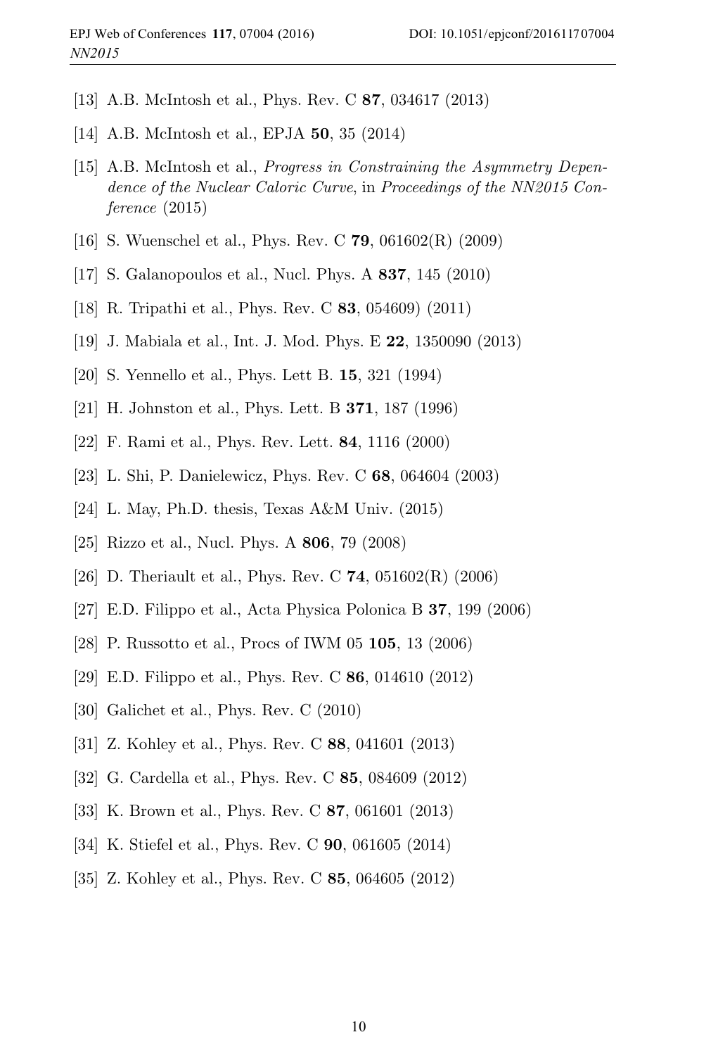[13] A.B. McIntosh et al., Phys. Rev. C **87**, 034617 (2013)

[14] A.B. McIntosh et al., EPJA **50**, 35 (2014)

[15] A.B. McIntosh et al., *Progress in Constraining the Asymmetry Dependence of the Nuclear Caloric Curve*, in *Proceedings of the NN2015 Conference* (2015)

[16] S. Wuenschel et al., Phys. Rev. C **79**, 061602(R) (2009)

[17] S. Galanopoulos et al., Nucl. Phys. A **837**, 145 (2010)

[18] R. Tripathi et al., Phys. Rev. C **83**, 054609) (2011)

[19] J. Mabiala et al., Int. J. Mod. Phys. E **22**, 1350090 (2013)

[20] S. Yennello et al., Phys. Lett B. **15**, 321 (1994)

[21] H. Johnston et al., Phys. Lett. B **371**, 187 (1996)

[22] F. Rami et al., Phys. Rev. Lett. **84**, 1116 (2000)

[23] L. Shi, P. Danielewicz, Phys. Rev. C **68**, 064604 (2003)

[24] L. May, Ph.D. thesis, Texas A&M Univ. (2015)

[25] Rizzo et al., Nucl. Phys. A **806**, 79 (2008)

[26] D. Theriault et al., Phys. Rev. C **74**, 051602(R) (2006)

[27] E.D. Filippo et al., Acta Physica Polonica B **37**, 199 (2006)

[28] P. Russotto et al., Procs of IWM 05 **105**, 13 (2006)

[29] E.D. Filippo et al., Phys. Rev. C **86**, 014610 (2012)

[30] Galichet et al., Phys. Rev. C (2010)

[31] Z. Kohley et al., Phys. Rev. C **88**, 041601 (2013)

[32] G. Cardella et al., Phys. Rev. C **85**, 084609 (2012)

[33] K. Brown et al., Phys. Rev. C **87**, 061601 (2013)

[34] K. Stiefel et al., Phys. Rev. C **90**, 061605 (2014)

[35] Z. Kohley et al., Phys. Rev. C **85**, 064605 (2012)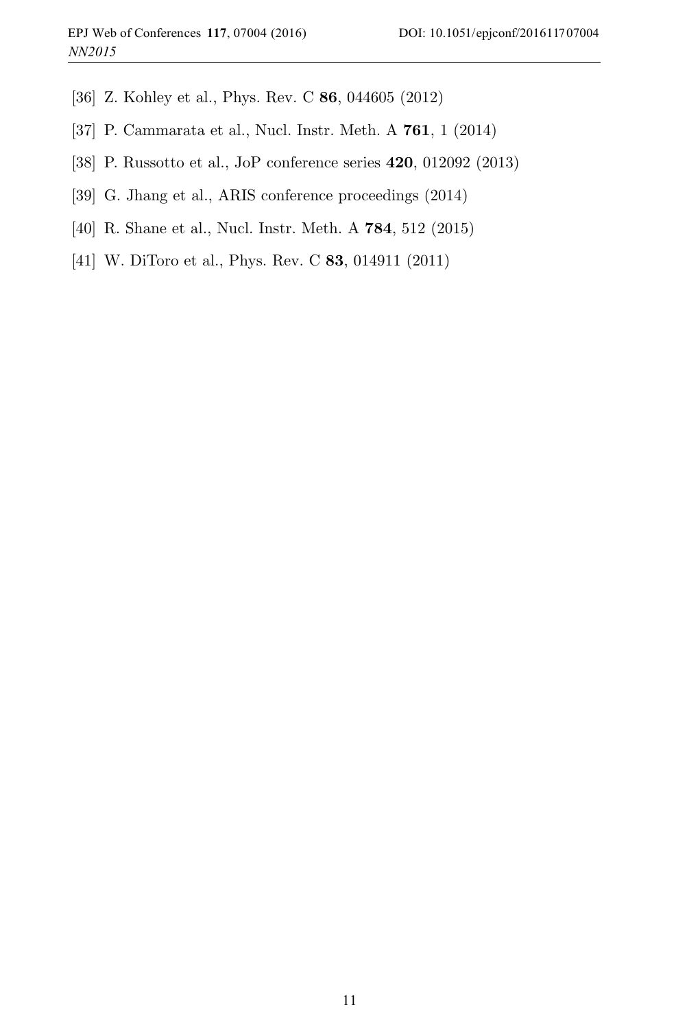[36] Z. Kohley et al., Phys. Rev. C **86**, 044605 (2012)

[37] P. Cammarata et al., Nucl. Instr. Meth. A **761**, 1 (2014)

[38] P. Russotto et al., JoP conference series **420**, 012092 (2013)

[39] G. Jhang et al., ARIS conference proceedings (2014)

[40] R. Shane et al., Nucl. Instr. Meth. A **784**, 512 (2015)

[41] W. DiToro et al., Phys. Rev. C **83**, 014911 (2011)